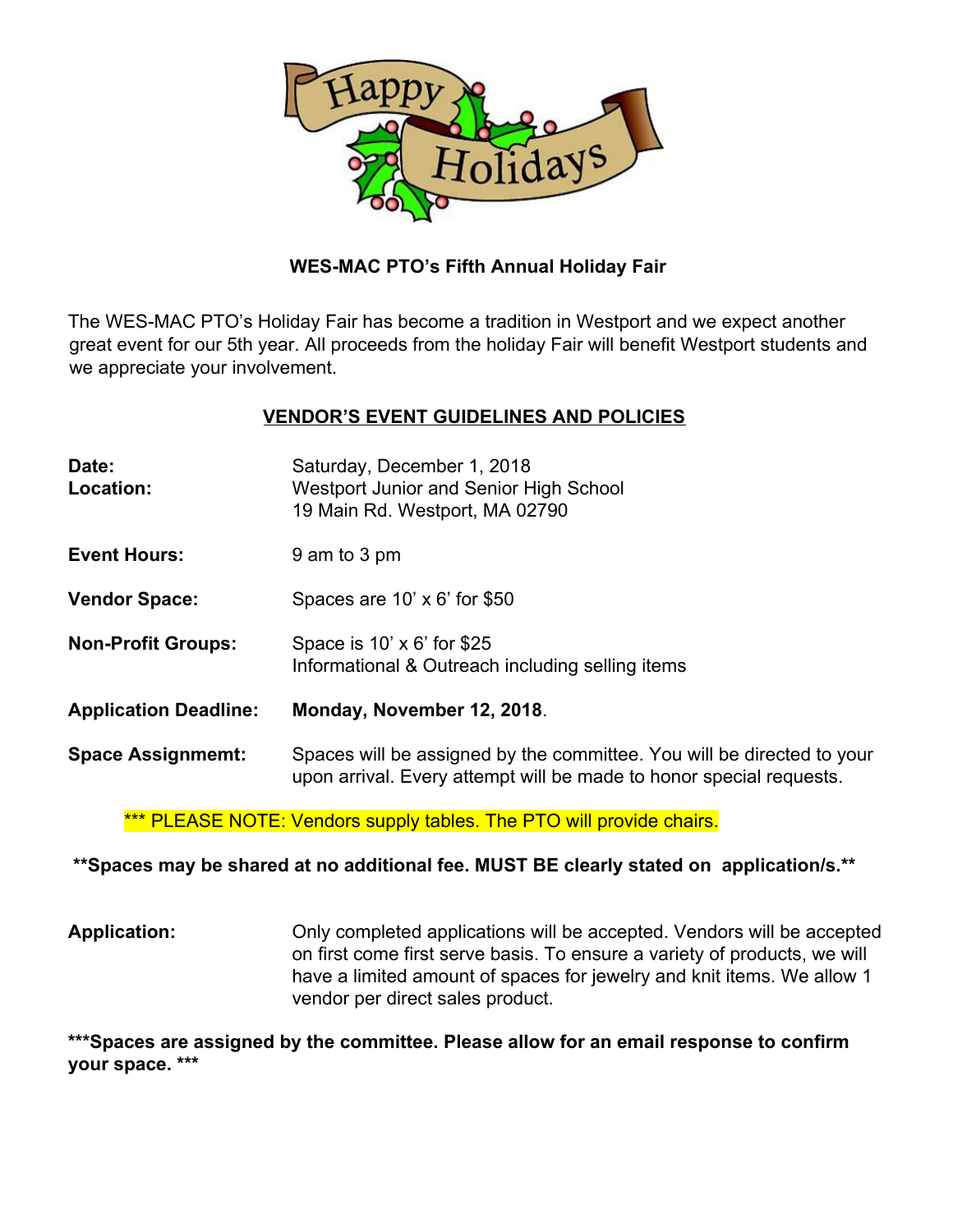**WES-MAC PTO's Fifth Annual Holiday Fair**

The WES-MAC PTO's Holiday Fair has become a tradition in Westport and we expect another great event for our 5th year. All proceeds from the holiday Fair will benefit Westport students and we appreciate your involvement.

**VENDOR'S EVENT GUIDELINES AND POLICIES**

**Date:** Saturday, December 1, 2018

**Location:** Westport Junior and Senior High School
19 Main Rd. Westport, MA 02790

**Event Hours:** 9 am to 3 pm

**Vendor Space:** Spaces are 10' x 6' for $50

**Non-Profit Groups:** Space is 10' x 6' for $25
Informational & Outreach including selling items

**Application Deadline:** **Monday, November 12, 2018**.

**Space Assignmemt:** Spaces will be assigned by the committee. You will be directed to your upon arrival. Every attempt will be made to honor special requests.

*** PLEASE NOTE: Vendors supply tables. The PTO will provide chairs.

****Spaces may be shared at no additional fee. MUST BE clearly stated on application/s.****

**Application:** Only completed applications will be accepted. Vendors will be accepted on first come first serve basis. To ensure a variety of products, we will have a limited amount of spaces for jewelry and knit items. We allow 1 vendor per direct sales product.

*****Spaces are assigned by the committee. Please allow for an email response to confirm your space. *****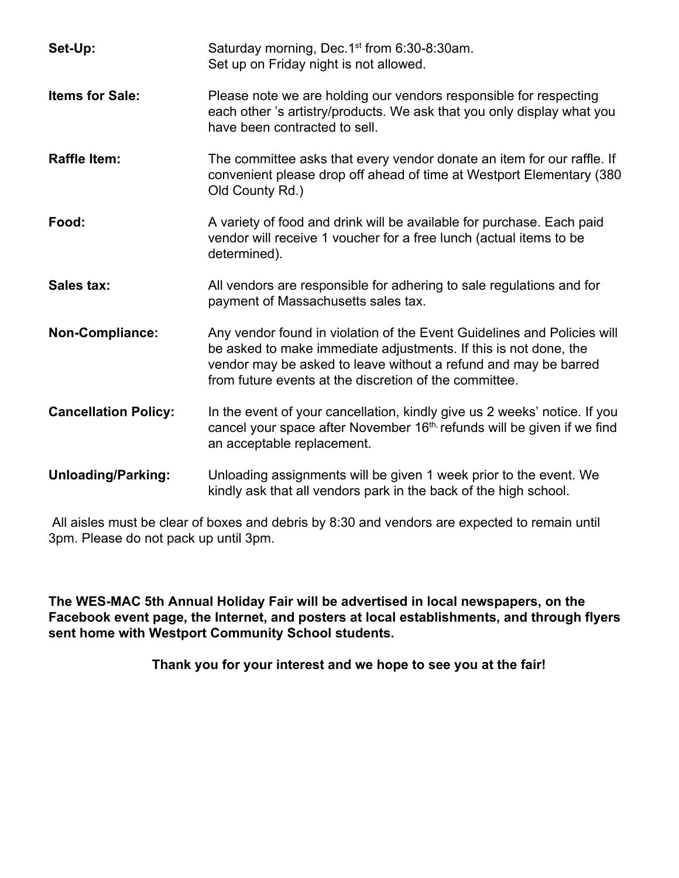**Set-Up:** Saturday morning, Dec.1st from 6:30-8:30am.
Set up on Friday night is not allowed.

**Items for Sale:** Please note we are holding our vendors responsible for respecting each other 's artistry/products. We ask that you only display what you have been contracted to sell.

**Raffle Item:** The committee asks that every vendor donate an item for our raffle. If convenient please drop off ahead of time at Westport Elementary (380 Old County Rd.)

**Food:** A variety of food and drink will be available for purchase. Each paid vendor will receive 1 voucher for a free lunch (actual items to be determined).

**Sales tax:** All vendors are responsible for adhering to sale regulations and for payment of Massachusetts sales tax.

**Non-Compliance:** Any vendor found in violation of the Event Guidelines and Policies will be asked to make immediate adjustments. If this is not done, the vendor may be asked to leave without a refund and may be barred from future events at the discretion of the committee.

**Cancellation Policy:** In the event of your cancellation, kindly give us 2 weeks' notice. If you cancel your space after November 16th, refunds will be given if we find an acceptable replacement.

**Unloading/Parking:** Unloading assignments will be given 1 week prior to the event. We kindly ask that all vendors park in the back of the high school.

All aisles must be clear of boxes and debris by 8:30 and vendors are expected to remain until 3pm. Please do not pack up until 3pm.

**The WES-MAC 5th Annual Holiday Fair will be advertised in local newspapers, on the Facebook event page, the Internet, and posters at local establishments, and through flyers sent home with Westport Community School students.**

**Thank you for your interest and we hope to see you at the fair!**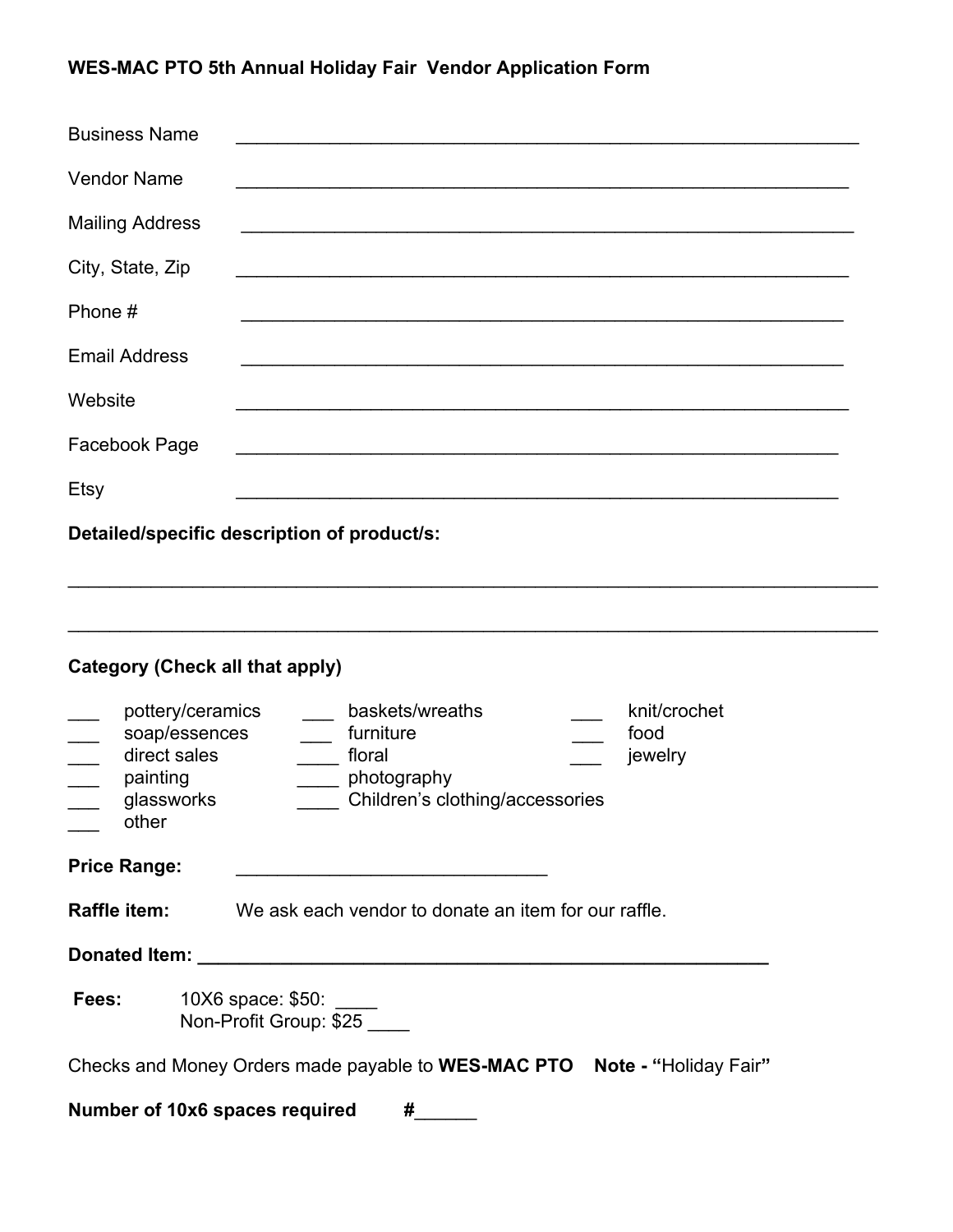**WES-MAC PTO 5th Annual Holiday Fair Vendor Application Form**

Business Name ______________________________________________________________

Vendor Name ______________________________________________________________

Mailing Address ______________________________________________________________

City, State, Zip ______________________________________________________________

Phone # ______________________________________________________________

Email Address ______________________________________________________________

Website ______________________________________________________________

Facebook Page ______________________________________________________________

Etsy ______________________________________________________________

**Detailed/specific description of product/s:**

_______________________________________________________________________________

_______________________________________________________________________________

**Category (Check all that apply)**

___ pottery/ceramics ___ baskets/wreaths ___ knit/crochet
___ soap/essences ___ furniture ___ food
___ direct sales ____ floral ___ jewelry
___ painting ____ photography
___ glassworks ____ Children's clothing/accessories
___ other

**Price Range:** ______________________________

**Raffle item:** We ask each vendor to donate an item for our raffle.

**Donated Item: ___________________________________________________________**

**Fees:** 10X6 space: $50: ____
Non-Profit Group: $25 ____

Checks and Money Orders made payable to **WES-MAC PTO** **Note - "**Holiday Fair**"**

**Number of 10x6 spaces required** **#**______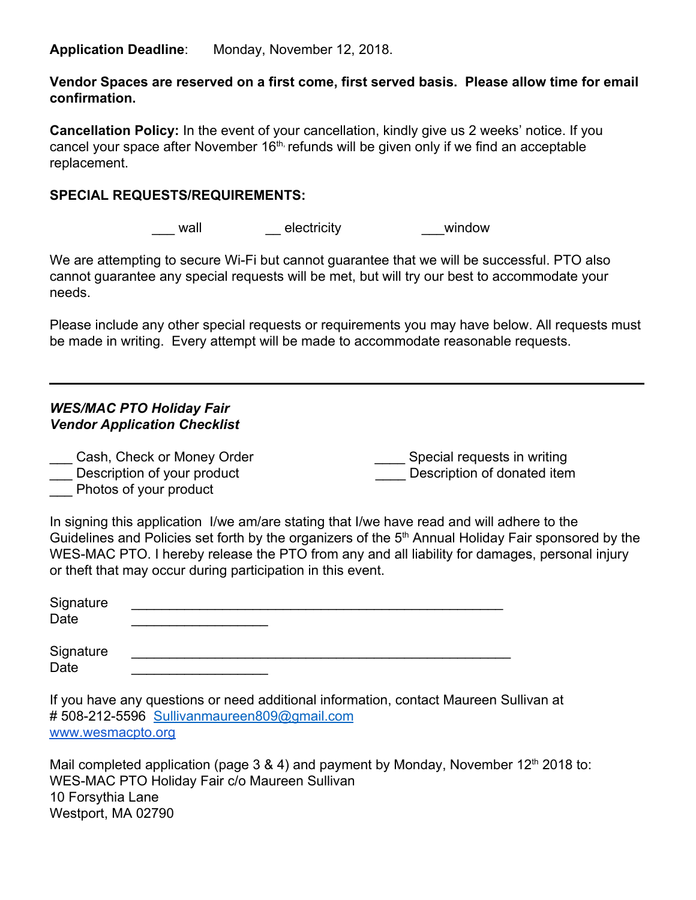**Application Deadline**: Monday, November 12, 2018.

**Vendor Spaces are reserved on a first come, first served basis. Please allow time for email confirmation.**

**Cancellation Policy:** In the event of your cancellation, kindly give us 2 weeks' notice. If you cancel your space after November 16th, refunds will be given only if we find an acceptable replacement.

**SPECIAL REQUESTS/REQUIREMENTS:**

___ wall __ electricity ___window

We are attempting to secure Wi-Fi but cannot guarantee that we will be successful. PTO also cannot guarantee any special requests will be met, but will try our best to accommodate your needs.

Please include any other special requests or requirements you may have below. All requests must be made in writing. Every attempt will be made to accommodate reasonable requests.

---

***WES/MAC PTO Holiday Fair***
***Vendor Application Checklist***

___ Cash, Check or Money Order
___ Description of your product
___ Photos of your product
____ Special requests in writing
____ Description of donated item

In signing this application I/we am/are stating that I/we have read and will adhere to the Guidelines and Policies set forth by the organizers of the 5th Annual Holiday Fair sponsored by the WES-MAC PTO. I hereby release the PTO from any and all liability for damages, personal injury or theft that may occur during participation in this event.

Signature ________________________________________________
Date __________________

Signature ________________________________________________
Date __________________

If you have any questions or need additional information, contact Maureen Sullivan at
# 508-212-5596 Sullivanmaureen809@gmail.com
www.wesmacpto.org

Mail completed application (page 3 & 4) and payment by Monday, November 12th 2018 to:
WES-MAC PTO Holiday Fair c/o Maureen Sullivan
10 Forsythia Lane
Westport, MA 02790